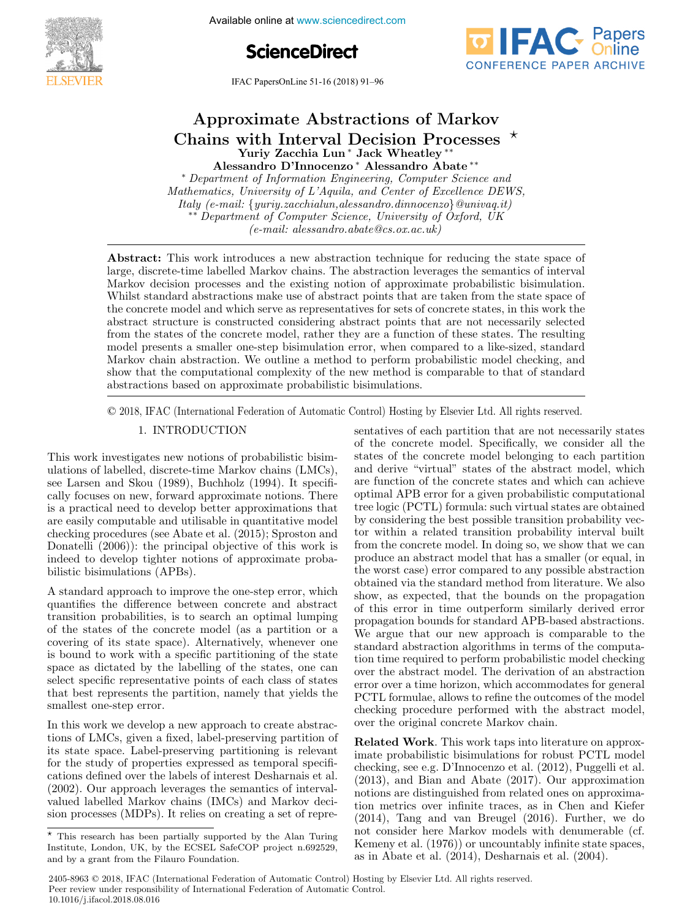# Approximate Abstractions of Markov Chains with Interval Decision Processes *

**Yuriy Zacchia Lun * Jack Wheatley ** Alessandro D'Innocenzo * Alessandro Abate ****

\* *Department of Information Engineering, Computer Science and Mathematics, University of L'Aquila, and Center of Excellence DEWS, Italy (e-mail: {yuriy.zacchialun,alessandro.dinnocenzo}@univaq.it)*
\*\* *Department of Computer Science, University of Oxford, UK (e-mail: alessandro.abate@cs.ox.ac.uk)*

**Abstract:** This work introduces a new abstraction technique for reducing the state space of large, discrete-time labelled Markov chains. The abstraction leverages the semantics of interval Markov decision processes and the existing notion of approximate probabilistic bisimulation. Whilst standard abstractions make use of abstract points that are taken from the state space of the concrete model and which serve as representatives for sets of concrete states, in this work the abstract structure is constructed considering abstract points that are not necessarily selected from the states of the concrete model, rather they are a function of these states. The resulting model presents a smaller one-step bisimulation error, when compared to a like-sized, standard Markov chain abstraction. We outline a method to perform probabilistic model checking, and show that the computational complexity of the new method is comparable to that of standard abstractions based on approximate probabilistic bisimulations.

© 2018, IFAC (International Federation of Automatic Control) Hosting by Elsevier Ltd. All rights reserved.

## 1. INTRODUCTION

This work investigates new notions of probabilistic bisimulations of labelled, discrete-time Markov chains (LMCs), see Larsen and Skou (1989), Buchholz (1994). It specifically focuses on new, forward approximate notions. There is a practical need to develop better approximations that are easily computable and utilisable in quantitative model checking procedures (see Abate et al. (2015); Sproston and Donatelli (2006)): the principal objective of this work is indeed to develop tighter notions of approximate probabilistic bisimulations (APBs).

A standard approach to improve the one-step error, which quantifies the difference between concrete and abstract transition probabilities, is to search an optimal lumping of the states of the concrete model (as a partition or a covering of its state space). Alternatively, whenever one is bound to work with a specific partitioning of the state space as dictated by the labelling of the states, one can select specific representative points of each class of states that best represents the partition, namely that yields the smallest one-step error.

In this work we develop a new approach to create abstractions of LMCs, given a fixed, label-preserving partition of its state space. Label-preserving partitioning is relevant for the study of properties expressed as temporal specifications defined over the labels of interest Desharnais et al. (2002). Our approach leverages the semantics of interval-valued labelled Markov chains (IMCs) and Markov decision processes (MDPs). It relies on creating a set of representatives of each partition that are not necessarily states of the concrete model. Specifically, we consider all the states of the concrete model belonging to each partition and derive "virtual" states of the abstract model, which are function of the concrete states and which can achieve optimal APB error for a given probabilistic computational tree logic (PCTL) formula: such virtual states are obtained by considering the best possible transition probability vector within a related transition probability interval built from the concrete model. In doing so, we show that we can produce an abstract model that has a smaller (or equal, in the worst case) error compared to any possible abstraction obtained via the standard method from literature. We also show, as expected, that the bounds on the propagation of this error in time outperform similarly derived error propagation bounds for standard APB-based abstractions. We argue that our new approach is comparable to the standard abstraction algorithms in terms of the computation time required to perform probabilistic model checking over the abstract model. The derivation of an abstraction error over a time horizon, which accommodates for general PCTL formulae, allows to refine the outcomes of the model checking procedure performed with the abstract model, over the original concrete Markov chain.

**Related Work**. This work taps into literature on approximate probabilistic bisimulations for robust PCTL model checking, see e.g. D'Innocenzo et al. (2012), Puggelli et al. (2013), and Bian and Abate (2017). Our approximation notions are distinguished from related ones on approximation metrics over infinite traces, as in Chen and Kiefer (2014), Tang and van Breugel (2016). Further, we do not consider here Markov models with denumerable (cf. Kemeny et al. (1976)) or uncountably infinite state spaces, as in Abate et al. (2014), Desharnais et al. (2004).

\* This research has been partially supported by the Alan Turing Institute, London, UK, by the ECSEL SafeCOP project n.692529, and by a grant from the Filauro Foundation.

2405-8963 © 2018, IFAC (International Federation of Automatic Control) Hosting by Elsevier Ltd. All rights reserved.
Peer review under responsibility of International Federation of Automatic Control.
10.1016/j.ifacol.2018.08.016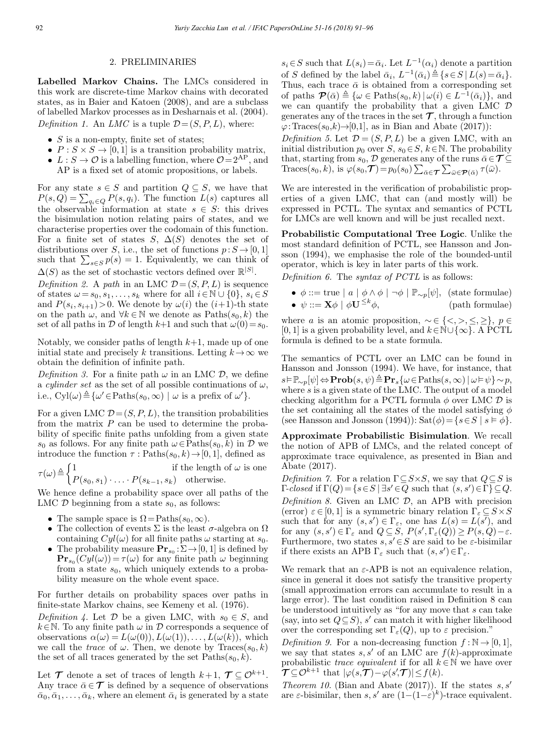## 2. PRELIMINARIES

**Labelled Markov Chains.** The LMCs considered in this work are discrete-time Markov chains with decorated states, as in Baier and Katoen (2008), and are a subclass of labelled Markov processes as in Desharnais et al. (2004).

*Definition 1.* An *LMC* is a tuple $\mathcal{D}=(S,P,L)$, where:

- $S$ is a non-empty, finite set of states;
- $P: S\times S \to [0,1]$ is a transition probability matrix,
- $L: S\to \mathcal{O}$ is a labelling function, where $\mathcal{O}=2^{\text{AP}}$, and AP is a fixed set of atomic propositions, or labels.

For any state $s\in S$ and partition $Q\subseteq S$, we have that $P(s,Q)=\sum_{q_i\in Q} P(s,q_i)$. The function $L(s)$ captures all the observable information at state $s\in S$: this drives the bisimulation notion relating pairs of states, and we characterise properties over the codomain of this function. For a finite set of states $S$, $\Delta(S)$ denotes the set of distributions over $S$, i.e., the set of functions $p: S\to[0,1]$ such that $\sum_{s\in S} p(s)=1$. Equivalently, we can think of $\Delta(S)$ as the set of stochastic vectors defined over $\mathbb{R}^{|S|}$.

*Definition 2.* A *path* in an LMC $\mathcal{D}=(S,P,L)$ is sequence of states $\omega=s_0,s_1,\ldots,s_k$ where for all $i\in\mathbb{N}\cup\{0\}$, $s_i\in S$ and $P(s_i,s_{i+1})>0$. We denote by $\omega(i)$ the $(i+1)$-th state on the path $\omega$, and $\forall k\in\mathbb{N}$ we denote as $\text{Paths}(s_0,k)$ the set of all paths in $\mathcal{D}$ of length $k+1$ and such that $\omega(0)=s_0$.

Notably, we consider paths of length $k+1$, made up of one initial state and precisely $k$ transitions. Letting $k\to\infty$ we obtain the definition of infinite path.

*Definition 3.* For a finite path $\omega$ in an LMC $\mathcal{D}$, we define a *cylinder set* as the set of all possible continuations of $\omega$, i.e., $\text{Cyl}(\omega)\triangleq\{\omega'\in\text{Paths}(s_0,\infty)\mid \omega \text{ is a prefix of } \omega'\}$.

For a given LMC $\mathcal{D}=(S,P,L)$, the transition probabilities from the matrix $P$ can be used to determine the probability of specific finite paths unfolding from a given state $s_0$ as follows. For any finite path $\omega\in\text{Paths}(s_0,k)$ in $\mathcal{D}$ we introduce the function $\tau:\text{Paths}(s_0,k)\to[0,1]$, defined as

$$\tau(\omega)\triangleq\begin{cases}1 & \text{if the length of } \omega \text{ is one}\\ P(s_0,s_1)\cdot\ldots\cdot P(s_{k-1},s_k) & \text{otherwise.}\end{cases}$$

We hence define a probability space over all paths of the LMC $\mathcal{D}$ beginning from a state $s_0$, as follows:

- The sample space is $\Omega=\text{Paths}(s_0,\infty)$.
- The collection of events $\Sigma$ is the least $\sigma$-algebra on $\Omega$ containing $Cyl(\omega)$ for all finite paths $\omega$ starting at $s_0$.
- The probability measure $\mathbf{Pr}_{s_0}:\Sigma\to[0,1]$ is defined by $\mathbf{Pr}_{s_0}(Cyl(\omega))=\tau(\omega)$ for any finite path $\omega$ beginning from a state $s_0$, which uniquely extends to a probability measure on the whole event space.

For further details on probability spaces over paths in finite-state Markov chains, see Kemeny et al. (1976).

*Definition 4.* Let $\mathcal{D}$ be a given LMC, with $s_0\in S$, and $k\in\mathbb{N}$. To any finite path $\omega$ in $\mathcal{D}$ corresponds a sequence of observations $\alpha(\omega)=L(\omega(0)),L(\omega(1)),\ldots,L(\omega(k))$, which we call the *trace* of $\omega$. Then, we denote by $\text{Traces}(s_0,k)$ the set of all traces generated by the set $\text{Paths}(s_0,k)$.

Let $\boldsymbol{\mathcal{T}}$ denote a set of traces of length $k+1$, $\boldsymbol{\mathcal{T}}\subseteq\mathcal{O}^{k+1}$. Any trace $\bar{\alpha}\in\boldsymbol{\mathcal{T}}$ is defined by a sequence of observations $\bar{\alpha}_0,\bar{\alpha}_1,\ldots,\bar{\alpha}_k$, where an element $\bar{\alpha}_i$ is generated by a state $s_i\in S$ such that $L(s_i)=\bar{\alpha}_i$. Let $L^{-1}(\alpha_i)$ denote a partition of $S$ defined by the label $\bar{\alpha}_i$, $L^{-1}(\bar{\alpha}_i)\triangleq\{s\in S\mid L(s)=\bar{\alpha}_i\}$. Thus, each trace $\bar{\alpha}$ is obtained from a corresponding set of paths $\boldsymbol{\mathcal{P}}(\bar{\alpha})\triangleq\{\omega\in\text{Paths}(s_0,k)\mid \omega(i)\in L^{-1}(\bar{\alpha}_i)\}$, and we can quantify the probability that a given LMC $\mathcal{D}$ generates any of the traces in the set $\boldsymbol{\mathcal{T}}$, through a function $\varphi:\text{Traces}(s_0,k)\to[0,1]$, as in Bian and Abate (2017)):

*Definition 5.* Let $\mathcal{D}=(S,P,L)$ be a given LMC, with an initial distribution $p_0$ over $S$, $s_0\in S$, $k\in\mathbb{N}$. The probability that, starting from $s_0$, $\mathcal{D}$ generates any of the runs $\bar{\alpha}\in\boldsymbol{\mathcal{T}}\subseteq\text{Traces}(s_0,k)$, is $\varphi(s_0,\boldsymbol{\mathcal{T}})=p_0(s_0)\sum_{\bar{\alpha}\in\boldsymbol{\mathcal{T}}}\sum_{\bar{\omega}\in\boldsymbol{\mathcal{P}}(\bar{\alpha})}\tau(\bar{\omega})$.

We are interested in the verification of probabilistic properties of a given LMC, that can (and mostly will) be expressed in PCTL. The syntax and semantics of PCTL for LMCs are well known and will be just recalled next.

**Probabilistic Computational Tree Logic**. Unlike the most standard definition of PCTL, see Hansson and Jonsson (1994), we emphasise the role of the bounded-until operator, which is key in later parts of this work.

*Definition 6.* The *syntax of PCTL* is as follows:

- $\phi ::= \text{true}\mid a\mid \phi\wedge\phi\mid\neg\phi\mid\mathbb{P}_{\sim p}[\psi]$, (state formulae)
- $\psi ::= \mathbf{X}\phi\mid\phi\mathbf{U}^{\leq k}\phi$, (path formulae)

where $a$ is an atomic proposition, $\sim\in\{<,>,\leq,\geq\}$, $p\in[0,1]$ is a given probability level, and $k\in\mathbb{N}\cup\{\infty\}$. A PCTL formula is defined to be a state formula.

The semantics of PCTL over an LMC can be found in Hansson and Jonsson (1994). We have, for instance, that $s\vDash\mathbb{P}_{\sim p}[\psi]\Leftrightarrow\mathbf{Prob}(s,\psi)\triangleq\mathbf{Pr}_s\{\omega\in\text{Paths}(s,\infty)\mid\omega\vDash\psi\}\sim p$, where $s$ is a given state of the LMC. The output of a model checking algorithm for a PCTL formula $\phi$ over LMC $\mathcal{D}$ is the set containing all the states of the model satisfying $\phi$ (see Hansson and Jonsson (1994)): $\text{Sat}(\phi)=\{s\in S\mid s\vDash\phi\}$.

**Approximate Probabilistic Bisimulation**. We recall the notion of APB of LMCs, and the related concept of approximate trace equivalence, as presented in Bian and Abate (2017).

*Definition 7.* For a relation $\Gamma\subseteq S\times S$, we say that $Q\subseteq S$ is $\Gamma$-*closed* if $\Gamma(Q)=\{s\in S\mid\exists s'\in Q \text{ such that } (s,s')\in\Gamma\}\subseteq Q$.

*Definition 8.* Given an LMC $\mathcal{D}$, an APB with precision (error) $\varepsilon\in[0,1]$ is a symmetric binary relation $\Gamma_\varepsilon\subseteq S\times S$ such that for any $(s,s')\in\Gamma_\varepsilon$, one has $L(s)=L(s')$, and for any $(s,s')\in\Gamma_\varepsilon$ and $Q\subseteq S$, $P(s',\Gamma_\varepsilon(Q))\geq P(s,Q)-\varepsilon$. Furthermore, two states $s,s'\in S$ are said to be $\varepsilon$-bisimilar if there exists an APB $\Gamma_\varepsilon$ such that $(s,s')\in\Gamma$.

We remark that an $\varepsilon$-APB is not an equivalence relation, since in general it does not satisfy the transitive property (small approximation errors can accumulate to result in a large error). The last condition raised in Definition 8 can be understood intuitively as "for any move that $s$ can take (say, into set $Q\subseteq S$), $s'$ can match it with higher likelihood over the corresponding set $\Gamma_\varepsilon(Q)$, up to $\varepsilon$ precision."

*Definition 9.* For a non-decreasing function $f:\mathbb{N}\to[0,1]$, we say that states $s,s'$ of an LMC are $f(k)$-approximate probabilistic *trace equivalent* if for all $k\in\mathbb{N}$ we have over $\boldsymbol{\mathcal{T}}\subseteq\mathcal{O}^{k+1}$ that $|\varphi(s,\boldsymbol{\mathcal{T}})-\varphi(s',\boldsymbol{\mathcal{T}})|\leq f(k)$.

*Theorem 10.* (Bian and Abate (2017)). If the states $s,s'$ are $\varepsilon$-bisimilar, then $s,s'$ are $(1-(1-\varepsilon)^k)$-trace equivalent.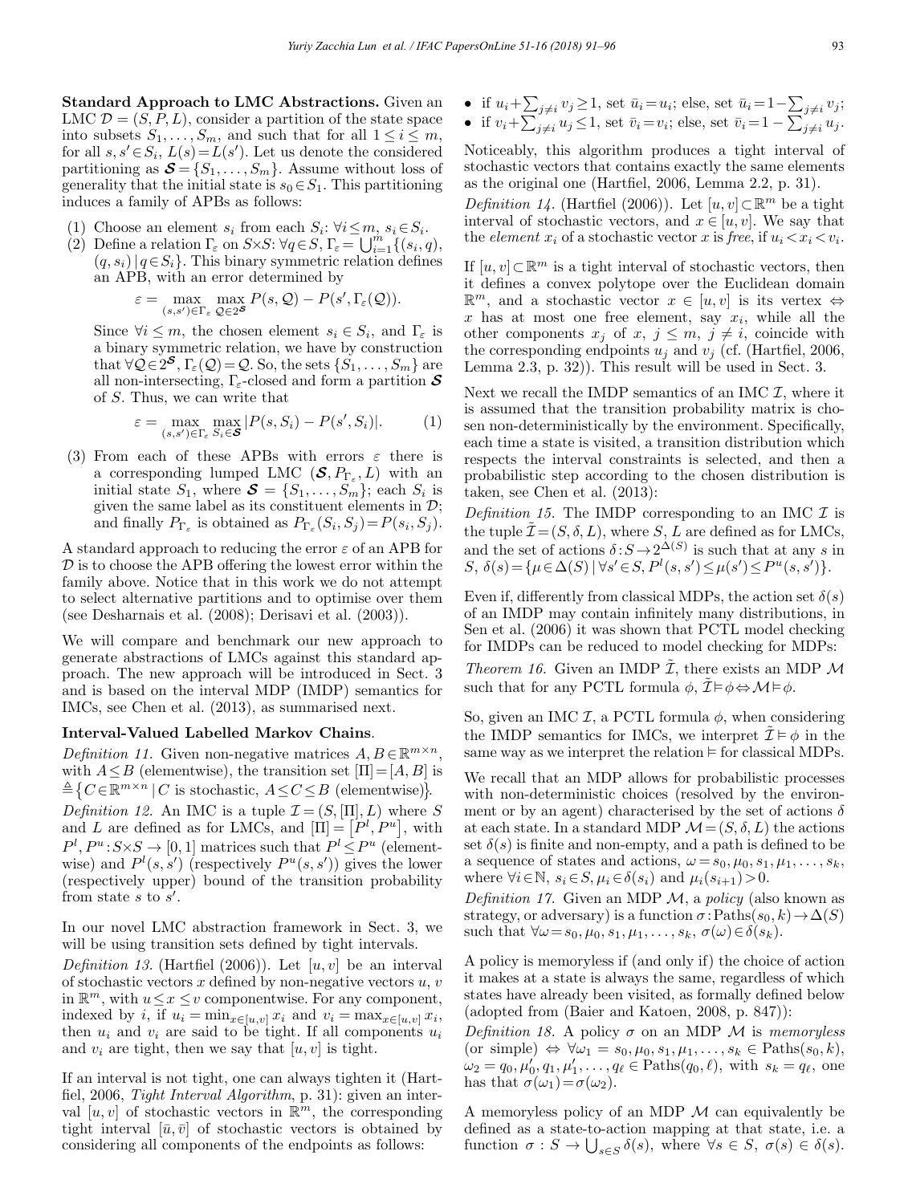**Standard Approach to LMC Abstractions.** Given an LMC $\mathcal{D} = (S, P, L)$, consider a partition of the state space into subsets $S_1, \ldots, S_m$, and such that for all $1 \leq i \leq m$, for all $s, s' \in S_i$, $L(s) = L(s')$. Let us denote the considered partitioning as $\boldsymbol{\mathcal{S}} = \{S_1, \ldots, S_m\}$. Assume without loss of generality that the initial state is $s_0 \in S_1$. This partitioning induces a family of APBs as follows:

(1) Choose an element $s_i$ from each $S_i$: $\forall i \leq m$, $s_i \in S_i$.
(2) Define a relation $\Gamma_\varepsilon$ on $S \times S$: $\forall q \in S$, $\Gamma_\varepsilon = \bigcup_{i=1}^m \{(s_i, q), (q, s_i) \mid q \in S_i\}$. This binary symmetric relation defines an APB, with an error determined by

$$\varepsilon = \max_{(s,s') \in \Gamma_\varepsilon} \max_{\mathcal{Q} \in 2^{\boldsymbol{\mathcal{S}}}} P(s, \mathcal{Q}) - P(s', \Gamma_\varepsilon(\mathcal{Q})).$$

Since $\forall i \leq m$, the chosen element $s_i \in S_i$, and $\Gamma_\varepsilon$ is a binary symmetric relation, we have by construction that $\forall \mathcal{Q} \in 2^{\boldsymbol{\mathcal{S}}}, \Gamma_\varepsilon(\mathcal{Q}) = \mathcal{Q}$. So, the sets $\{S_1, \ldots, S_m\}$ are all non-intersecting, $\Gamma_\varepsilon$-closed and form a partition $\boldsymbol{\mathcal{S}}$ of $S$. Thus, we can write that

$$\varepsilon = \max_{(s,s') \in \Gamma_\varepsilon} \max_{S_i \in \boldsymbol{\mathcal{S}}} |P(s, S_i) - P(s', S_i)|. \tag{1}$$

(3) From each of these APBs with errors $\varepsilon$ there is a corresponding lumped LMC $(\boldsymbol{\mathcal{S}}, P_{\Gamma_\varepsilon}, L)$ with an initial state $S_1$, where $\boldsymbol{\mathcal{S}} = \{S_1, \ldots, S_m\}$; each $S_i$ is given the same label as its constituent elements in $\mathcal{D}$; and finally $P_{\Gamma_\varepsilon}$ is obtained as $P_{\Gamma_\varepsilon}(S_i, S_j) = P(s_i, S_j)$.

A standard approach to reducing the error $\varepsilon$ of an APB for $\mathcal{D}$ is to choose the APB offering the lowest error within the family above. Notice that in this work we do not attempt to select alternative partitions and to optimise over them (see Desharnais et al. (2008); Derisavi et al. (2003)).

We will compare and benchmark our new approach to generate abstractions of LMCs against this standard approach. The new approach will be introduced in Sect. 3 and is based on the interval MDP (IMDP) semantics for IMCs, see Chen et al. (2013), as summarised next.

**Interval-Valued Labelled Markov Chains**.

*Definition 11.* Given non-negative matrices $A, B \in \mathbb{R}^{m \times n}$, with $A \leq B$ (elementwise), the transition set $[\Pi] = [A, B]$ is $\triangleq \{C \in \mathbb{R}^{m \times n} \mid C \text{ is stochastic}, A \leq C \leq B \text{ (elementwise)}\}$.

*Definition 12.* An IMC is a tuple $\mathcal{I} = (S, [\Pi], L)$ where $S$ and $L$ are defined as for LMCs, and $[\Pi] = [P^l, P^u]$, with $P^l, P^u : S \times S \to [0, 1]$ matrices such that $P^l \leq P^u$ (elementwise) and $P^l(s, s')$ (respectively $P^u(s, s')$) gives the lower (respectively upper) bound of the transition probability from state $s$ to $s'$.

In our novel LMC abstraction framework in Sect. 3, we will be using transition sets defined by tight intervals.

*Definition 13.* (Hartfiel (2006)). Let $[u, v]$ be an interval of stochastic vectors $x$ defined by non-negative vectors $u$, $v$ in $\mathbb{R}^m$, with $u \leq x \leq v$ componentwise. For any component, indexed by $i$, if $u_i = \min_{x \in [u,v]} x_i$ and $v_i = \max_{x \in [u,v]} x_i$, then $u_i$ and $v_i$ are said to be tight. If all components $u_i$ and $v_i$ are tight, then we say that $[u, v]$ is tight.

If an interval is not tight, one can always tighten it (Hartfiel, 2006, *Tight Interval Algorithm*, p. 31): given an interval $[u, v]$ of stochastic vectors in $\mathbb{R}^m$, the corresponding tight interval $[\bar{u}, \bar{v}]$ of stochastic vectors is obtained by considering all components of the endpoints as follows:

- if $u_i + \sum_{j \neq i} v_j \geq 1$, set $\bar{u}_i = u_i$; else, set $\bar{u}_i = 1 - \sum_{j \neq i} v_j$;
- if $v_i + \sum_{j \neq i} u_j \leq 1$, set $\bar{v}_i = v_i$; else, set $\bar{v}_i = 1 - \sum_{j \neq i} u_j$.

Noticeably, this algorithm produces a tight interval of stochastic vectors that contains exactly the same elements as the original one (Hartfiel, 2006, Lemma 2.2, p. 31).

*Definition 14.* (Hartfiel (2006)). Let $[u, v] \subset \mathbb{R}^m$ be a tight interval of stochastic vectors, and $x \in [u, v]$. We say that the *element* $x_i$ of a stochastic vector $x$ is *free*, if $u_i < x_i < v_i$.

If $[u, v] \subset \mathbb{R}^m$ is a tight interval of stochastic vectors, then it defines a convex polytope over the Euclidean domain $\mathbb{R}^m$, and a stochastic vector $x \in [u, v]$ is its vertex $\Leftrightarrow$ $x$ has at most one free element, say $x_i$, while all the other components $x_j$ of $x$, $j \leq m$, $j \neq i$, coincide with the corresponding endpoints $u_j$ and $v_j$ (cf. (Hartfiel, 2006, Lemma 2.3, p. 32)). This result will be used in Sect. 3.

Next we recall the IMDP semantics of an IMC $\mathcal{I}$, where it is assumed that the transition probability matrix is chosen non-deterministically by the environment. Specifically, each time a state is visited, a transition distribution which respects the interval constraints is selected, and then a probabilistic step according to the chosen distribution is taken, see Chen et al. (2013):

*Definition 15.* The IMDP corresponding to an IMC $\mathcal{I}$ is the tuple $\tilde{\mathcal{I}} = (S, \delta, L)$, where $S$, $L$ are defined as for LMCs, and the set of actions $\delta : S \to 2^{\Delta(S)}$ is such that at any $s$ in $S$, $\delta(s) = \{\mu \in \Delta(S) \mid \forall s' \in S, P^l(s, s') \leq \mu(s') \leq P^u(s, s')\}$.

Even if, differently from classical MDPs, the action set $\delta(s)$ of an IMDP may contain infinitely many distributions, in Sen et al. (2006) it was shown that PCTL model checking for IMDPs can be reduced to model checking for MDPs:

*Theorem 16.* Given an IMDP $\tilde{\mathcal{I}}$, there exists an MDP $\mathcal{M}$ such that for any PCTL formula $\phi$, $\tilde{\mathcal{I}} \vDash \phi \Leftrightarrow \mathcal{M} \vDash \phi$.

So, given an IMC $\mathcal{I}$, a PCTL formula $\phi$, when considering the IMDP semantics for IMCs, we interpret $\tilde{\mathcal{I}} \vDash \phi$ in the same way as we interpret the relation $\vDash$ for classical MDPs.

We recall that an MDP allows for probabilistic processes with non-deterministic choices (resolved by the environment or by an agent) characterised by the set of actions $\delta$ at each state. In a standard MDP $\mathcal{M} = (S, \delta, L)$ the actions set $\delta(s)$ is finite and non-empty, and a path is defined to be a sequence of states and actions, $\omega = s_0, \mu_0, s_1, \mu_1, \ldots, s_k$, where $\forall i \in \mathbb{N}$, $s_i \in S$, $\mu_i \in \delta(s_i)$ and $\mu_i(s_{i+1}) > 0$.

*Definition 17.* Given an MDP $\mathcal{M}$, a *policy* (also known as strategy, or adversary) is a function $\sigma : \text{Paths}(s_0, k) \to \Delta(S)$ such that $\forall \omega = s_0, \mu_0, s_1, \mu_1, \ldots, s_k$, $\sigma(\omega) \in \delta(s_k)$.

A policy is memoryless if (and only if) the choice of action it makes at a state is always the same, regardless of which states have already been visited, as formally defined below (adopted from (Baier and Katoen, 2008, p. 847)):

*Definition 18.* A policy $\sigma$ on an MDP $\mathcal{M}$ is *memoryless* (or simple) $\Leftrightarrow$ $\forall \omega_1 = s_0, \mu_0, s_1, \mu_1, \ldots, s_k \in \text{Paths}(s_0, k)$, $\omega_2 = q_0, \mu'_0, q_1, \mu'_1, \ldots, q_\ell \in \text{Paths}(q_0, \ell)$, with $s_k = q_\ell$, one has that $\sigma(\omega_1) = \sigma(\omega_2)$.

A memoryless policy of an MDP $\mathcal{M}$ can equivalently be defined as a state-to-action mapping at that state, i.e. a function $\sigma : S \to \bigcup_{s \in S} \delta(s)$, where $\forall s \in S$, $\sigma(s) \in \delta(s)$.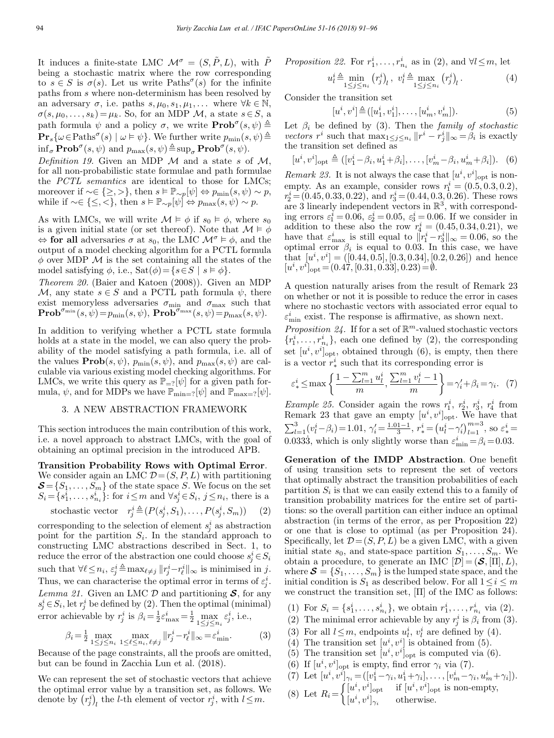It induces a finite-state LMC $\mathcal{M}^\sigma = (S, \tilde{P}, L)$, with $\tilde{P}$ being a stochastic matrix where the row corresponding to $s \in S$ is $\sigma(s)$. Let us write $\text{Paths}^\sigma(s)$ for the infinite paths from $s$ where non-determinism has been resolved by an adversary $\sigma$, i.e. paths $s, \mu_0, s_1, \mu_1, \ldots$ where $\forall k \in \mathbb{N}$, $\sigma(s, \mu_0, \ldots, s_k) = \mu_k$. So, for an MDP $\mathcal{M}$, a state $s \in S$, a path formula $\psi$ and a policy $\sigma$, we write $\mathbf{Prob}^\sigma(s, \psi) \triangleq \mathbf{Pr}_s\{\omega \in \text{Paths}^\sigma(s) \mid \omega \vDash \psi\}$. We further write $p_{\min}(s, \psi) \triangleq \inf_\sigma \mathbf{Prob}^\sigma(s, \psi)$ and $p_{\max}(s, \psi) \triangleq \sup_\sigma \mathbf{Prob}^\sigma(s, \psi)$.

*Definition 19.* Given an MDP $\mathcal{M}$ and a state $s$ of $\mathcal{M}$, for all non-probabilistic state formulae and path formulae the *PCTL semantics* are identical to those for LMCs; moreover if $\sim \in \{\geq, >\}$, then $s \vDash \mathbb{P}_{\sim p}[\psi] \Leftrightarrow p_{\min}(s, \psi) \sim p$, while if $\sim \in \{\leq, <\}$, then $s \vDash \mathbb{P}_{\sim p}[\psi] \Leftrightarrow p_{\max}(s, \psi) \sim p$.

As with LMCs, we will write $\mathcal{M} \vDash \phi$ if $s_0 \vDash \phi$, where $s_0$ is a given initial state (or set thereof). Note that $\mathcal{M} \vDash \phi$ $\Leftrightarrow$ **for all** adversaries $\sigma$ at $s_0$, the LMC $\mathcal{M}^\sigma \vDash \phi$, and the output of a model checking algorithm for a PCTL formula $\phi$ over MDP $\mathcal{M}$ is the set containing all the states of the model satisfying $\phi$, i.e., $\text{Sat}(\phi) = \{s \in S \mid s \vDash \phi\}$.

*Theorem 20.* (Baier and Katoen (2008)). Given an MDP $\mathcal{M}$, any state $s \in S$ and a PCTL path formula $\psi$, there exist memoryless adversaries $\sigma_{\min}$ and $\sigma_{\max}$ such that $\mathbf{Prob}^{\sigma_{\min}}(s, \psi) = p_{\min}(s, \psi)$, $\mathbf{Prob}^{\sigma_{\max}}(s, \psi) = p_{\max}(s, \psi)$.

In addition to verifying whether a PCTL state formula holds at a state in the model, we can also query the probability of the model satisfying a path formula, i.e. all of the values $\mathbf{Prob}(s, \psi)$, $p_{\min}(s, \psi)$, and $p_{\max}(s, \psi)$ are calculable via various existing model checking algorithms. For LMCs, we write this query as $\mathbb{P}_{=?}[\psi]$ for a given path formula, $\psi$, and for MDPs we have $\mathbb{P}_{\min=?}[\psi]$ and $\mathbb{P}_{\max=?}[\psi]$.

## 3. A NEW ABSTRACTION FRAMEWORK

This section introduces the main contribution of this work, i.e. a novel approach to abstract LMCs, with the goal of obtaining an optimal precision in the introduced APB.

**Transition Probability Rows with Optimal Error.** We consider again an LMC $\mathcal{D} = (S, P, L)$ with partitioning $\boldsymbol{\mathcal{S}} = \{S_1, \ldots, S_m\}$ of the state space $S$. We focus on the set $S_i = \{s_1^i, \ldots, s_{n_i}^i\}$: for $i \leq m$ and $\forall s_j^i \in S_i$, $j \leq n_i$, there is a

$$\text{stochastic vector} \quad r_j^i \triangleq (P(s_j^i, S_1), \ldots, P(s_j^i, S_m)) \quad (2)$$

corresponding to the selection of element $s_j^i$ as abstraction point for the partition $S_i$. In the standard approach to constructing LMC abstractions described in Sect. 1, to reduce the error of the abstraction one could choose $s_j^i \in S_i$ such that $\forall \ell \leq n_i$, $\varepsilon_j^i \triangleq \max_{\ell \neq j} \|r_j^i - r_\ell^i\|_\infty$ is minimised in $j$. Thus, we can characterise the optimal error in terms of $\varepsilon_j^i$.

*Lemma 21.* Given an LMC $\mathcal{D}$ and partitioning $\boldsymbol{\mathcal{S}}$, for any $s_j^i \in S_i$, let $r_j^i$ be defined by (2). Then the optimal (minimal) error achievable by $r_j^i$ is $\beta_i = \frac{1}{2}\varepsilon_{\max}^i = \frac{1}{2} \max_{1 \leq j \leq n_i} \varepsilon_j^i$, i.e.,

$$\beta_i = \tfrac{1}{2} \max_{1 \leq j \leq n_i} \max_{1 \leq \ell \leq n_i, \ell \neq j} \|r_j^i - r_\ell^i\|_\infty = \varepsilon_{\min}^i. \quad (3)$$

Because of the page constraints, all the proofs are omitted, but can be found in Zacchia Lun et al. (2018).

We can represent the set of stochastic vectors that achieve the optimal error value by a transition set, as follows. We denote by $(r_j^i)_l$ the $l$-th element of vector $r_j^i$, with $l \leq m$.

*Proposition 22.* For $r_1^i, \ldots, r_{n_i}^i$ as in (2), and $\forall l \leq m$, let

$$u_l^i \triangleq \min_{1 \leq j \leq n_i} (r_j^i)_l, \;\; v_l^i \triangleq \max_{1 \leq j \leq n_i} (r_j^i)_l. \quad (4)$$

Consider the transition set

$$[u^i, v^i] \triangleq ([u_1^i, v_1^i], \ldots, [u_m^i, v_m^i]). \quad (5)$$

Let $\beta_i$ be defined by (3). Then the *family of stochastic vectors* $r^i$ such that $\max_{1 \leq j \leq n_i} \|r^i - r_j^i\|_\infty = \beta_i$ is exactly the transition set defined as

$$[u^i, v^i]_{\text{opt}} \triangleq ([v_1^i - \beta_i, u_1^i + \beta_i], \ldots, [v_m^i - \beta_i, u_m^i + \beta_i]). \quad (6)$$

*Remark 23.* It is not always the case that $[u^i, v^i]_{\text{opt}}$ is non-empty. As an example, consider rows $r_1^i = (0.5, 0.3, 0.2)$, $r_2^i = (0.45, 0.33, 0.22)$, and $r_3^i = (0.44, 0.3, 0.26)$. These rows are 3 linearly independent vectors in $\mathbb{R}^3$, with corresponding errors $\varepsilon_1^i = 0.06$, $\varepsilon_2^i = 0.05$, $\varepsilon_3^i = 0.06$. If we consider in addition to these also the row $r_4^i = (0.45, 0.34, 0.21)$, we have that $\varepsilon_{\max}^i$ is still equal to $\|r_1^i - r_3^i\|_\infty = 0.06$, so the optimal error $\beta_i$ is equal to 0.03. In this case, we have that $[u^i, v^i] = ([0.44, 0.5], [0.3, 0.34], [0.2, 0.26])$ and hence $[u^i, v^i]_{\text{opt}} = (0.47, [0.31, 0.33], 0.23) = \emptyset$.

A question naturally arises from the result of Remark 23 on whether or not it is possible to reduce the error in cases where no stochastic vectors with associated error equal to $\varepsilon_{\min}^i$ exist. The response is affirmative, as shown next.

*Proposition 24.* If for a set of $\mathbb{R}^m$-valued stochastic vectors $\{r_1^i, \ldots, r_{n_i}^i\}$, each one defined by (2), the corresponding set $[u^i, v^i]_{\text{opt}}$, obtained through (6), is empty, then there is a vector $r_*^i$ such that its corresponding error is

$$\varepsilon_*^i \leq \max\left\{\frac{1 - \sum_{l=1}^m u_l^i}{m}, \frac{\sum_{l=1}^m v_l^i - 1}{m}\right\} = \gamma_i' + \beta_i = \gamma_i. \quad (7)$$

*Example 25.* Consider again the rows $r_1^i$, $r_2^i$, $r_3^i$, $r_4^i$ from Remark 23 that gave an empty $[u^i, v^i]_{\text{opt}}$. We have that $\sum_{l=1}^3 (v_l^i - \beta_i) = 1.01$, $\gamma_i' = \frac{1.01 - 1}{3}$, $r_*^i = (u_l^i - \gamma_i')_{l=1}^{m=3}$, so $\varepsilon_*^i = 0.033\dot{3}$, which is only slightly worse than $\varepsilon_{\min}^i = \beta_i = 0.03$.

**Generation of the IMDP Abstraction.** One benefit of using transition sets to represent the set of vectors that optimally abstract the transition probabilities of each partition $S_i$ is that we can easily extend this to a family of transition probability matrices for the entire set of partitions: so the overall partition can either induce an optimal abstraction (in terms of the error, as per Proposition 22) or one that is close to optimal (as per Proposition 24). Specifically, let $\mathcal{D} = (S, P, L)$ be a given LMC, with a given initial state $s_0$, and state-space partition $S_1, \ldots, S_m$. We obtain a procedure, to generate an IMC $[\mathcal{D}] = (\boldsymbol{\mathcal{S}}, [\Pi], L)$, where $\boldsymbol{\mathcal{S}} = \{S_1, \ldots, S_m\}$ is the lumped state space, and the initial condition is $S_1$ as described below. For all $1 \leq i \leq m$ we construct the transition set, $[\Pi]$ of the IMC as follows:

1. For $S_i = \{s_1^i, \ldots, s_{n_i}^i\}$, we obtain $r_1^i, \ldots, r_{n_i}^i$ via (2).
2. The minimal error achievable by any $r_j^i$ is $\beta_i$ from (3).
3. For all $l \leq m$, endpoints $u_l^i$, $v_l^i$ are defined by (4).
4. The transition set $[u^i, v^i]$ is obtained from (5).
5. The transition set $[u^i, v^i]_{\text{opt}}$ is computed via (6).
6. If $[u^i, v^i]_{\text{opt}}$ is empty, find error $\gamma_i$ via (7).
7. Let $[u^i, v^i]_{\gamma_i} = ([v_1^i - \gamma_i, u_1^i + \gamma_i], \ldots, [v_m^i - \gamma_i, u_m^i + \gamma_i])$.
8. Let $R_i = \begin{cases} [u^i, v^i]_{\text{opt}} & \text{if } [u^i, v^i]_{\text{opt}} \text{ is non-empty,} \\ [u^i, v^i]_{\gamma_i} & \text{otherwise.} \end{cases}$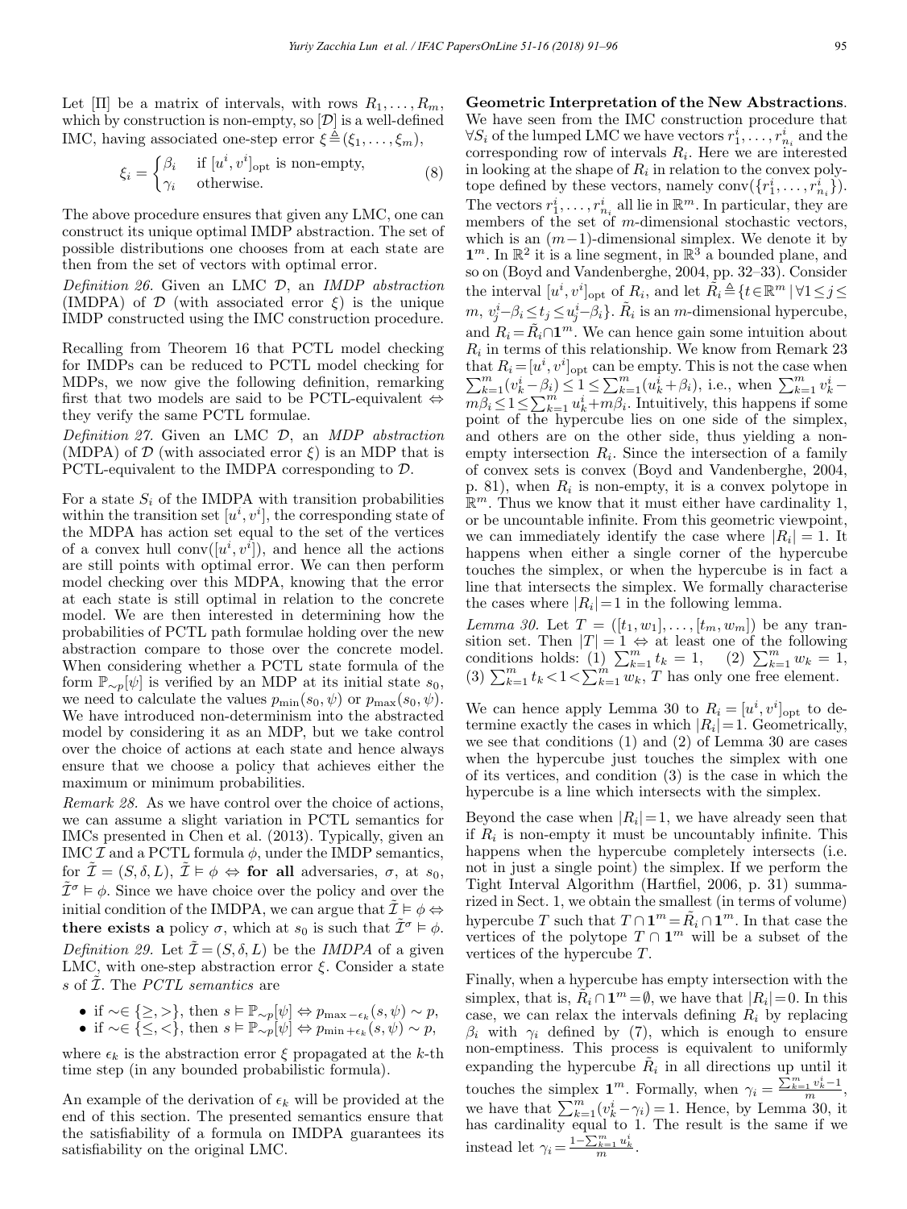Let [Π] be a matrix of intervals, with rows $R_1, \ldots, R_m$, which by construction is non-empty, so $[\mathcal{D}]$ is a well-defined IMC, having associated one-step error $\xi \triangleq (\xi_1, \ldots, \xi_m)$,

$$\xi_i = \begin{cases} \beta_i & \text{if } [u^i, v^i]_{\text{opt}} \text{ is non-empty,} \\ \gamma_i & \text{otherwise.} \end{cases} \tag{8}$$

The above procedure ensures that given any LMC, one can construct its unique optimal IMDP abstraction. The set of possible distributions one chooses from at each state are then from the set of vectors with optimal error.

*Definition 26.* Given an LMC $\mathcal{D}$, an *IMDP abstraction* (IMDPA) of $\mathcal{D}$ (with associated error $\xi$) is the unique IMDP constructed using the IMC construction procedure.

Recalling from Theorem 16 that PCTL model checking for IMDPs can be reduced to PCTL model checking for MDPs, we now give the following definition, remarking first that two models are said to be PCTL-equivalent $\Leftrightarrow$ they verify the same PCTL formulae.

*Definition 27.* Given an LMC $\mathcal{D}$, an *MDP abstraction* (MDPA) of $\mathcal{D}$ (with associated error $\xi$) is an MDP that is PCTL-equivalent to the IMDPA corresponding to $\mathcal{D}$.

For a state $S_i$ of the IMDPA with transition probabilities within the transition set $[u^i, v^i]$, the corresponding state of the MDPA has action set equal to the set of the vertices of a convex hull $\text{conv}([u^i, v^i])$, and hence all the actions are still points with optimal error. We can then perform model checking over this MDPA, knowing that the error at each state is still optimal in relation to the concrete model. We are then interested in determining how the probabilities of PCTL path formulae holding over the new abstraction compare to those over the concrete model. When considering whether a PCTL state formula of the form $\mathbb{P}_{\sim p}[\psi]$ is verified by an MDP at its initial state $s_0$, we need to calculate the values $p_{\min}(s_0, \psi)$ or $p_{\max}(s_0, \psi)$. We have introduced non-determinism into the abstracted model by considering it as an MDP, but we take control over the choice of actions at each state and hence always ensure that we choose a policy that achieves either the maximum or minimum probabilities.

*Remark 28.* As we have control over the choice of actions, we can assume a slight variation in PCTL semantics for IMCs presented in Chen et al. (2013). Typically, given an IMC $\mathcal{I}$ and a PCTL formula $\phi$, under the IMDP semantics, for $\tilde{\mathcal{I}} = (S, \delta, L)$, $\tilde{\mathcal{I}} \vDash \phi \Leftrightarrow$ **for all** adversaries, $\sigma$, at $s_0$, $\tilde{\mathcal{I}}^{\sigma} \vDash \phi$. Since we have choice over the policy and over the initial condition of the IMDPA, we can argue that $\tilde{\mathcal{I}} \vDash \phi \Leftrightarrow$ **there exists a** policy $\sigma$, which at $s_0$ is such that $\tilde{\mathcal{I}}^{\sigma} \vDash \phi$.

*Definition 29.* Let $\tilde{\mathcal{I}} = (S, \delta, L)$ be the *IMDPA* of a given LMC, with one-step abstraction error $\xi$. Consider a state $s$ of $\tilde{\mathcal{I}}$. The *PCTL semantics* are

- if $\sim \in \{\geq, >\}$, then $s \vDash \mathbb{P}_{\sim p}[\psi] \Leftrightarrow p_{\max - \epsilon_k}(s, \psi) \sim p$,
- if $\sim \in \{\leq, <\}$, then $s \vDash \mathbb{P}_{\sim p}[\psi] \Leftrightarrow p_{\min + \epsilon_k}(s, \psi) \sim p$,

where $\epsilon_k$ is the abstraction error $\xi$ propagated at the $k$-th time step (in any bounded probabilistic formula).

An example of the derivation of $\epsilon_k$ will be provided at the end of this section. The presented semantics ensure that the satisfiability of a formula on IMDPA guarantees its satisfiability on the original LMC.

**Geometric Interpretation of the New Abstractions**. We have seen from the IMC construction procedure that $\forall S_i$ of the lumped LMC we have vectors $r^i_1, \ldots, r^i_{n_i}$ and the corresponding row of intervals $R_i$. Here we are interested in looking at the shape of $R_i$ in relation to the convex polytope defined by these vectors, namely $\text{conv}(\{r^i_1, \ldots, r^i_{n_i}\})$. The vectors $r^i_1, \ldots, r^i_{n_i}$ all lie in $\mathbb{R}^m$. In particular, they are members of the set of $m$-dimensional stochastic vectors, which is an $(m-1)$-dimensional simplex. We denote it by $\mathbf{1}^m$. In $\mathbb{R}^2$ it is a line segment, in $\mathbb{R}^3$ a bounded plane, and so on (Boyd and Vandenberghe, 2004, pp. 32–33). Consider the interval $[u^i, v^i]_{\text{opt}}$ of $R_i$, and let $\tilde{R}_i \triangleq \{t \in \mathbb{R}^m \mid \forall 1 \leq j \leq m,\ v^i_j - \beta_i \leq t_j \leq u^i_j - \beta_i\}$. $\tilde{R}_i$ is an $m$-dimensional hypercube, and $R_i = \tilde{R}_i \cap \mathbf{1}^m$. We can hence gain some intuition about $R_i$ in terms of this relationship. We know from Remark 23 that $R_i = [u^i, v^i]_{\text{opt}}$ can be empty. This is not the case when $\sum_{k=1}^{m}(v^i_k - \beta_i) \leq 1 \leq \sum_{k=1}^{m}(u^i_k + \beta_i)$, i.e., when $\sum_{k=1}^{m} v^i_k - m\beta_i \leq 1 \leq \sum_{k=1}^{m} u^i_k + m\beta_i$. Intuitively, this happens if some point of the hypercube lies on one side of the simplex, and others are on the other side, thus yielding a non-empty intersection $R_i$. Since the intersection of a family of convex sets is convex (Boyd and Vandenberghe, 2004, p. 81), when $R_i$ is non-empty, it is a convex polytope in $\mathbb{R}^m$. Thus we know that it must either have cardinality 1, or be uncountable infinite. From this geometric viewpoint, we can immediately identify the case where $|R_i| = 1$. It happens when either a single corner of the hypercube touches the simplex, or when the hypercube is in fact a line that intersects the simplex. We formally characterise the cases where $|R_i| = 1$ in the following lemma.

*Lemma 30.* Let $T = ([t_1, w_1], \ldots, [t_m, w_m])$ be any transition set. Then $|T| = 1 \Leftrightarrow$ at least one of the following conditions holds: (1) $\sum_{k=1}^{m} t_k = 1$, (2) $\sum_{k=1}^{m} w_k = 1$, (3) $\sum_{k=1}^{m} t_k < 1 < \sum_{k=1}^{m} w_k$, $T$ has only one free element.

We can hence apply Lemma 30 to $R_i = [u^i, v^i]_{\text{opt}}$ to determine exactly the cases in which $|R_i| = 1$. Geometrically, we see that conditions (1) and (2) of Lemma 30 are cases when the hypercube just touches the simplex with one of its vertices, and condition (3) is the case in which the hypercube is a line which intersects with the simplex.

Beyond the case when $|R_i| = 1$, we have already seen that if $R_i$ is non-empty it must be uncountably infinite. This happens when the hypercube completely intersects (i.e. not in just a single point) the simplex. If we perform the Tight Interval Algorithm (Hartfiel, 2006, p. 31) summarized in Sect. 1, we obtain the smallest (in terms of volume) hypercube $T$ such that $T \cap \mathbf{1}^m = \tilde{R}_i \cap \mathbf{1}^m$. In that case the vertices of the polytope $T \cap \mathbf{1}^m$ will be a subset of the vertices of the hypercube $T$.

Finally, when a hypercube has empty intersection with the simplex, that is, $\tilde{R}_i \cap \mathbf{1}^m = \emptyset$, we have that $|R_i| = 0$. In this case, we can relax the intervals defining $R_i$ by replacing $\beta_i$ with $\gamma_i$ defined by (7), which is enough to ensure non-emptiness. This process is equivalent to uniformly expanding the hypercube $\tilde{R}_i$ in all directions up until it touches the simplex $\mathbf{1}^m$. Formally, when $\gamma_i = \frac{\sum_{k=1}^{m} v^i_k - 1}{m}$, we have that $\sum_{k=1}^{m}(v^i_k - \gamma_i) = 1$. Hence, by Lemma 30, it has cardinality equal to 1. The result is the same if we instead let $\gamma_i = \frac{1 - \sum_{k=1}^{m} u^i_k}{m}$.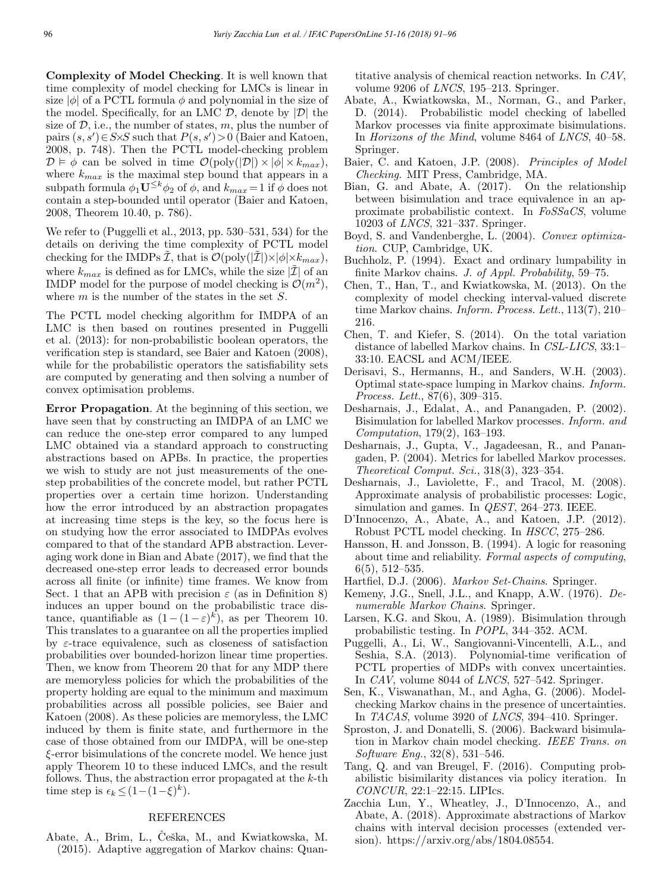**Complexity of Model Checking**. It is well known that time complexity of model checking for LMCs is linear in size $|\phi|$ of a PCTL formula $\phi$ and polynomial in the size of the model. Specifically, for an LMC $\mathcal{D}$, denote by $|\mathcal{D}|$ the size of $\mathcal{D}$, i.e., the number of states, $m$, plus the number of pairs $(s,s') \in S \times S$ such that $P(s,s') > 0$ (Baier and Katoen, 2008, p. 748). Then the PCTL model-checking problem $\mathcal{D} \models \phi$ can be solved in time $\mathcal{O}(\text{poly}(|\mathcal{D}|) \times |\phi| \times k_{max})$, where $k_{max}$ is the maximal step bound that appears in a subpath formula $\phi_1 \mathbf{U}^{\leq k} \phi_2$ of $\phi$, and $k_{max} = 1$ if $\phi$ does not contain a step-bounded until operator (Baier and Katoen, 2008, Theorem 10.40, p. 786).

We refer to (Puggelli et al., 2013, pp. 530–531, 534) for the details on deriving the time complexity of PCTL model checking for the IMDPs $\hat{\mathcal{I}}$, that is $\mathcal{O}(\text{poly}(|\hat{\mathcal{I}}|) \times |\phi| \times k_{max})$, where $k_{max}$ is defined as for LMCs, while the size $|\hat{\mathcal{I}}|$ of an IMDP model for the purpose of model checking is $\mathcal{O}(m^2)$, where $m$ is the number of the states in the set $S$.

The PCTL model checking algorithm for IMDPA of an LMC is then based on routines presented in Puggelli et al. (2013): for non-probabilistic boolean operators, the verification step is standard, see Baier and Katoen (2008), while for the probabilistic operators the satisfiability sets are computed by generating and then solving a number of convex optimisation problems.

**Error Propagation**. At the beginning of this section, we have seen that by constructing an IMDPA of an LMC we can reduce the one-step error compared to any lumped LMC obtained via a standard approach to constructing abstractions based on APBs. In practice, the properties we wish to study are not just measurements of the one-step probabilities of the concrete model, but rather PCTL properties over a certain time horizon. Understanding how the error introduced by an abstraction propagates at increasing time steps is the key, so the focus here is on studying how the error associated to IMDPAs evolves compared to that of the standard APB abstraction. Leveraging work done in Bian and Abate (2017), we find that the decreased one-step error leads to decreased error bounds across all finite (or infinite) time frames. We know from Sect. 1 that an APB with precision $\varepsilon$ (as in Definition 8) induces an upper bound on the probabilistic trace distance, quantifiable as $(1-(1-\varepsilon)^k)$, as per Theorem 10. This translates to a guarantee on all the properties implied by $\varepsilon$-trace equivalence, such as closeness of satisfaction probabilities over bounded-horizon linear time properties. Then, we know from Theorem 20 that for any MDP there are memoryless policies for which the probabilities of the property holding are equal to the minimum and maximum probabilities across all possible policies, see Baier and Katoen (2008). As these policies are memoryless, the LMC induced by them is finite state, and furthermore in the case of those obtained from our IMDPA, will be one-step $\xi$-error bisimulations of the concrete model. We hence just apply Theorem 10 to these induced LMCs, and the result follows. Thus, the abstraction error propagated at the $k$-th time step is $\epsilon_k \leq (1-(1-\xi)^k)$.

## REFERENCES

Abate, A., Brim, L., Češka, M., and Kwiatkowska, M. (2015). Adaptive aggregation of Markov chains: Quantitative analysis of chemical reaction networks. In *CAV*, volume 9206 of *LNCS*, 195–213. Springer.

Abate, A., Kwiatkowska, M., Norman, G., and Parker, D. (2014). Probabilistic model checking of labelled Markov processes via finite approximate bisimulations. In *Horizons of the Mind*, volume 8464 of *LNCS*, 40–58. Springer.

Baier, C. and Katoen, J.P. (2008). *Principles of Model Checking*. MIT Press, Cambridge, MA.

Bian, G. and Abate, A. (2017). On the relationship between bisimulation and trace equivalence in an approximate probabilistic context. In *FoSSaCS*, volume 10203 of *LNCS*, 321–337. Springer.

Boyd, S. and Vandenberghe, L. (2004). *Convex optimization*. CUP, Cambridge, UK.

Buchholz, P. (1994). Exact and ordinary lumpability in finite Markov chains. *J. of Appl. Probability*, 59–75.

Chen, T., Han, T., and Kwiatkowska, M. (2013). On the complexity of model checking interval-valued discrete time Markov chains. *Inform. Process. Lett.*, 113(7), 210–216.

Chen, T. and Kiefer, S. (2014). On the total variation distance of labelled Markov chains. In *CSL-LICS*, 33:1–33:10. EACSL and ACM/IEEE.

Derisavi, S., Hermanns, H., and Sanders, W.H. (2003). Optimal state-space lumping in Markov chains. *Inform. Process. Lett.*, 87(6), 309–315.

Desharnais, J., Edalat, A., and Panangaden, P. (2002). Bisimulation for labelled Markov processes. *Inform. and Computation*, 179(2), 163–193.

Desharnais, J., Gupta, V., Jagadeesan, R., and Panangaden, P. (2004). Metrics for labelled Markov processes. *Theoretical Comput. Sci.*, 318(3), 323–354.

Desharnais, J., Laviolette, F., and Tracol, M. (2008). Approximate analysis of probabilistic processes: Logic, simulation and games. In *QEST*, 264–273. IEEE.

D'Innocenzo, A., Abate, A., and Katoen, J.P. (2012). Robust PCTL model checking. In *HSCC*, 275–286.

Hansson, H. and Jonsson, B. (1994). A logic for reasoning about time and reliability. *Formal aspects of computing*, 6(5), 512–535.

Hartfiel, D.J. (2006). *Markov Set-Chains*. Springer.

Kemeny, J.G., Snell, J.L., and Knapp, A.W. (1976). *Denumerable Markov Chains*. Springer.

Larsen, K.G. and Skou, A. (1989). Bisimulation through probabilistic testing. In *POPL*, 344–352. ACM.

Puggelli, A., Li, W., Sangiovanni-Vincentelli, A.L., and Seshia, S.A. (2013). Polynomial-time verification of PCTL properties of MDPs with convex uncertainties. In *CAV*, volume 8044 of *LNCS*, 527–542. Springer.

Sen, K., Viswanathan, M., and Agha, G. (2006). Model-checking Markov chains in the presence of uncertainties. In *TACAS*, volume 3920 of *LNCS*, 394–410. Springer.

Sproston, J. and Donatelli, S. (2006). Backward bisimulation in Markov chain model checking. *IEEE Trans. on Software Eng.*, 32(8), 531–546.

Tang, Q. and van Breugel, F. (2016). Computing probabilistic bisimilarity distances via policy iteration. In *CONCUR*, 22:1–22:15. LIPIcs.

Zacchia Lun, Y., Wheatley, J., D'Innocenzo, A., and Abate, A. (2018). Approximate abstractions of Markov chains with interval decision processes (extended version). https://arxiv.org/abs/1804.08554.